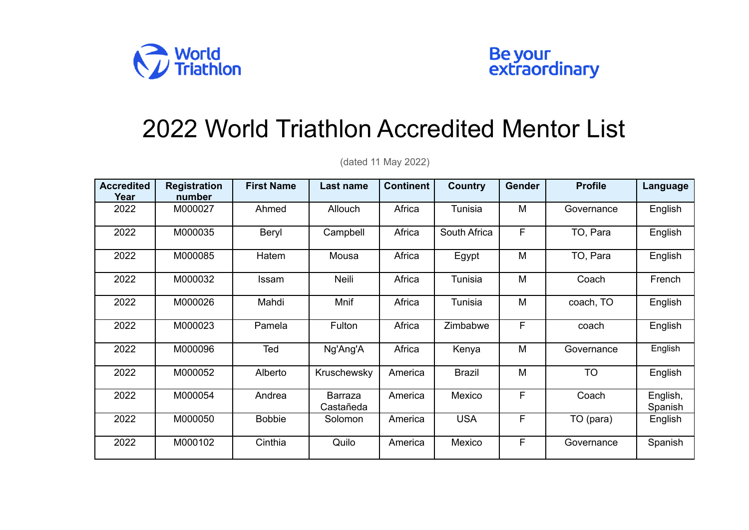World Triathlon

Be your extraordinary

# 2022 World Triathlon Accredited Mentor List

(dated 11 May 2022)

| Accredited Year | Registration number | First Name | Last name | Continent | Country | Gender | Profile | Language |
|---|---|---|---|---|---|---|---|---|
| 2022 | M000027 | Ahmed | Allouch | Africa | Tunisia | M | Governance | English |
| 2022 | M000035 | Beryl | Campbell | Africa | South Africa | F | TO, Para | English |
| 2022 | M000085 | Hatem | Mousa | Africa | Egypt | M | TO, Para | English |
| 2022 | M000032 | Issam | Neili | Africa | Tunisia | M | Coach | French |
| 2022 | M000026 | Mahdi | Mnif | Africa | Tunisia | M | coach, TO | English |
| 2022 | M000023 | Pamela | Fulton | Africa | Zimbabwe | F | coach | English |
| 2022 | M000096 | Ted | Ng'Ang'A | Africa | Kenya | M | Governance | English |
| 2022 | M000052 | Alberto | Kruschewsky | America | Brazil | M | TO | English |
| 2022 | M000054 | Andrea | Barraza Castañeda | America | Mexico | F | Coach | English, Spanish |
| 2022 | M000050 | Bobbie | Solomon | America | USA | F | TO (para) | English |
| 2022 | M000102 | Cinthia | Quilo | America | Mexico | F | Governance | Spanish |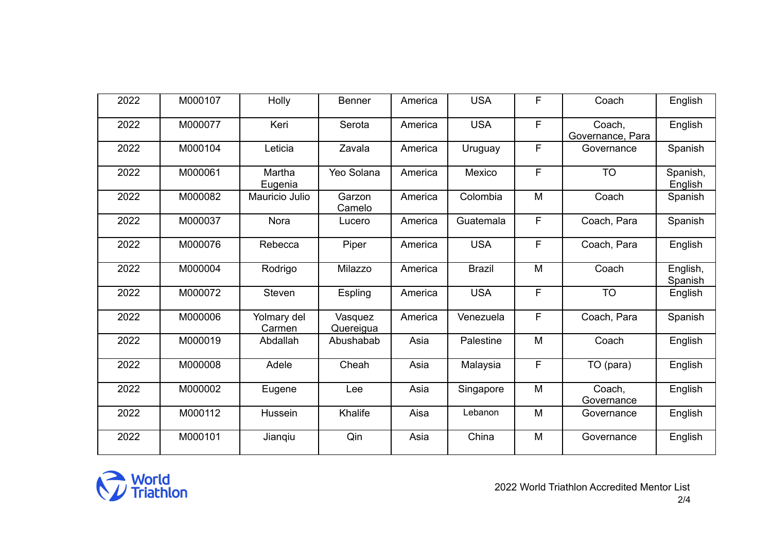| 2022 | M000107 | Holly | Benner | America | USA | F | Coach | English |
|---|---|---|---|---|---|---|---|---|
| 2022 | M000077 | Keri | Serota | America | USA | F | Coach, Governance, Para | English |
| 2022 | M000104 | Leticia | Zavala | America | Uruguay | F | Governance | Spanish |
| 2022 | M000061 | Martha Eugenia | Yeo Solana | America | Mexico | F | TO | Spanish, English |
| 2022 | M000082 | Mauricio Julio | Garzon Camelo | America | Colombia | M | Coach | Spanish |
| 2022 | M000037 | Nora | Lucero | America | Guatemala | F | Coach, Para | Spanish |
| 2022 | M000076 | Rebecca | Piper | America | USA | F | Coach, Para | English |
| 2022 | M000004 | Rodrigo | Milazzo | America | Brazil | M | Coach | English, Spanish |
| 2022 | M000072 | Steven | Espling | America | USA | F | TO | English |
| 2022 | M000006 | Yolmary del Carmen | Vasquez Quereigua | America | Venezuela | F | Coach, Para | Spanish |
| 2022 | M000019 | Abdallah | Abushabab | Asia | Palestine | M | Coach | English |
| 2022 | M000008 | Adele | Cheah | Asia | Malaysia | F | TO (para) | English |
| 2022 | M000002 | Eugene | Lee | Asia | Singapore | M | Coach, Governance | English |
| 2022 | M000112 | Hussein | Khalife | Aisa | Lebanon | M | Governance | English |
| 2022 | M000101 | Jianqiu | Qin | Asia | China | M | Governance | English |

2022 World Triathlon Accredited Mentor List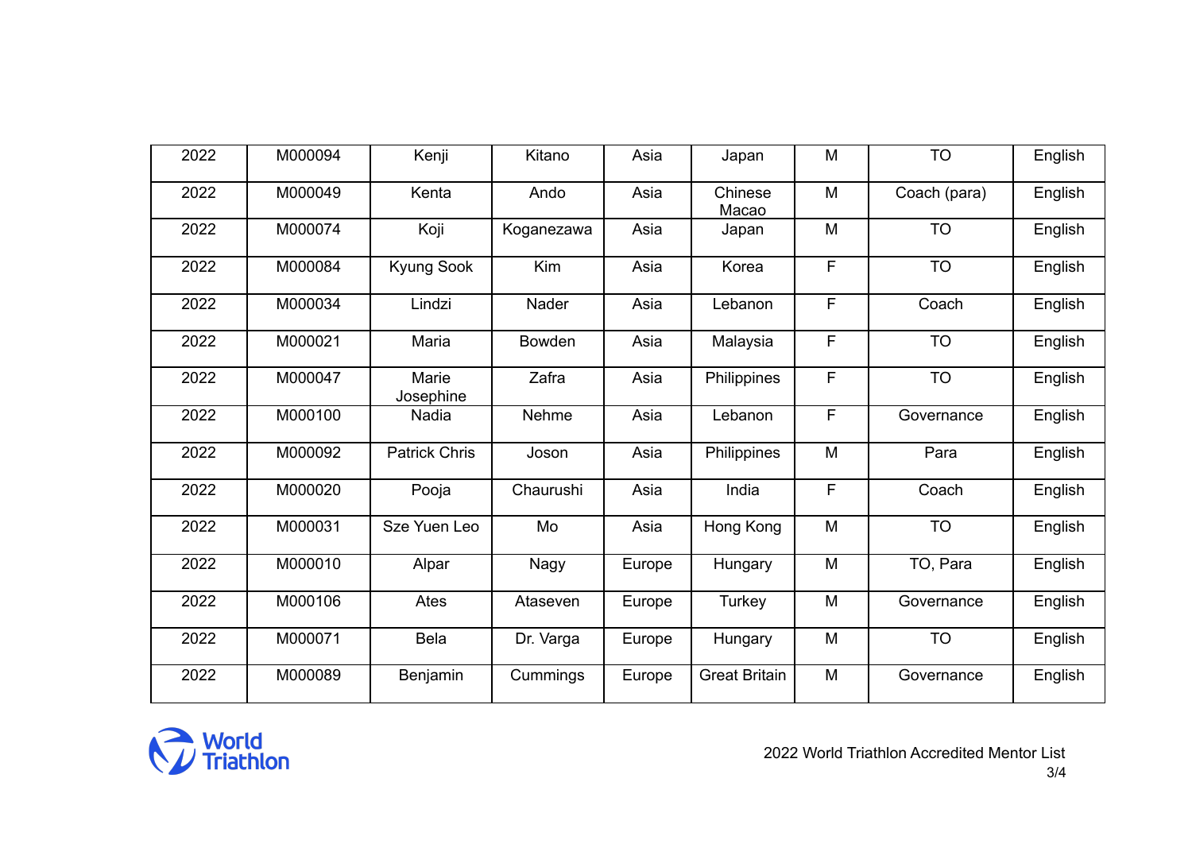| 2022 | M000094 | Kenji | Kitano | Asia | Japan | M | TO | English |
|---|---|---|---|---|---|---|---|---|
| 2022 | M000049 | Kenta | Ando | Asia | Chinese Macao | M | Coach (para) | English |
| 2022 | M000074 | Koji | Koganezawa | Asia | Japan | M | TO | English |
| 2022 | M000084 | Kyung Sook | Kim | Asia | Korea | F | TO | English |
| 2022 | M000034 | Lindzi | Nader | Asia | Lebanon | F | Coach | English |
| 2022 | M000021 | Maria | Bowden | Asia | Malaysia | F | TO | English |
| 2022 | M000047 | Marie Josephine | Zafra | Asia | Philippines | F | TO | English |
| 2022 | M000100 | Nadia | Nehme | Asia | Lebanon | F | Governance | English |
| 2022 | M000092 | Patrick Chris | Joson | Asia | Philippines | M | Para | English |
| 2022 | M000020 | Pooja | Chaurushi | Asia | India | F | Coach | English |
| 2022 | M000031 | Sze Yuen Leo | Mo | Asia | Hong Kong | M | TO | English |
| 2022 | M000010 | Alpar | Nagy | Europe | Hungary | M | TO, Para | English |
| 2022 | M000106 | Ates | Ataseven | Europe | Turkey | M | Governance | English |
| 2022 | M000071 | Bela | Dr. Varga | Europe | Hungary | M | TO | English |
| 2022 | M000089 | Benjamin | Cummings | Europe | Great Britain | M | Governance | English |

2022 World Triathlon Accredited Mentor List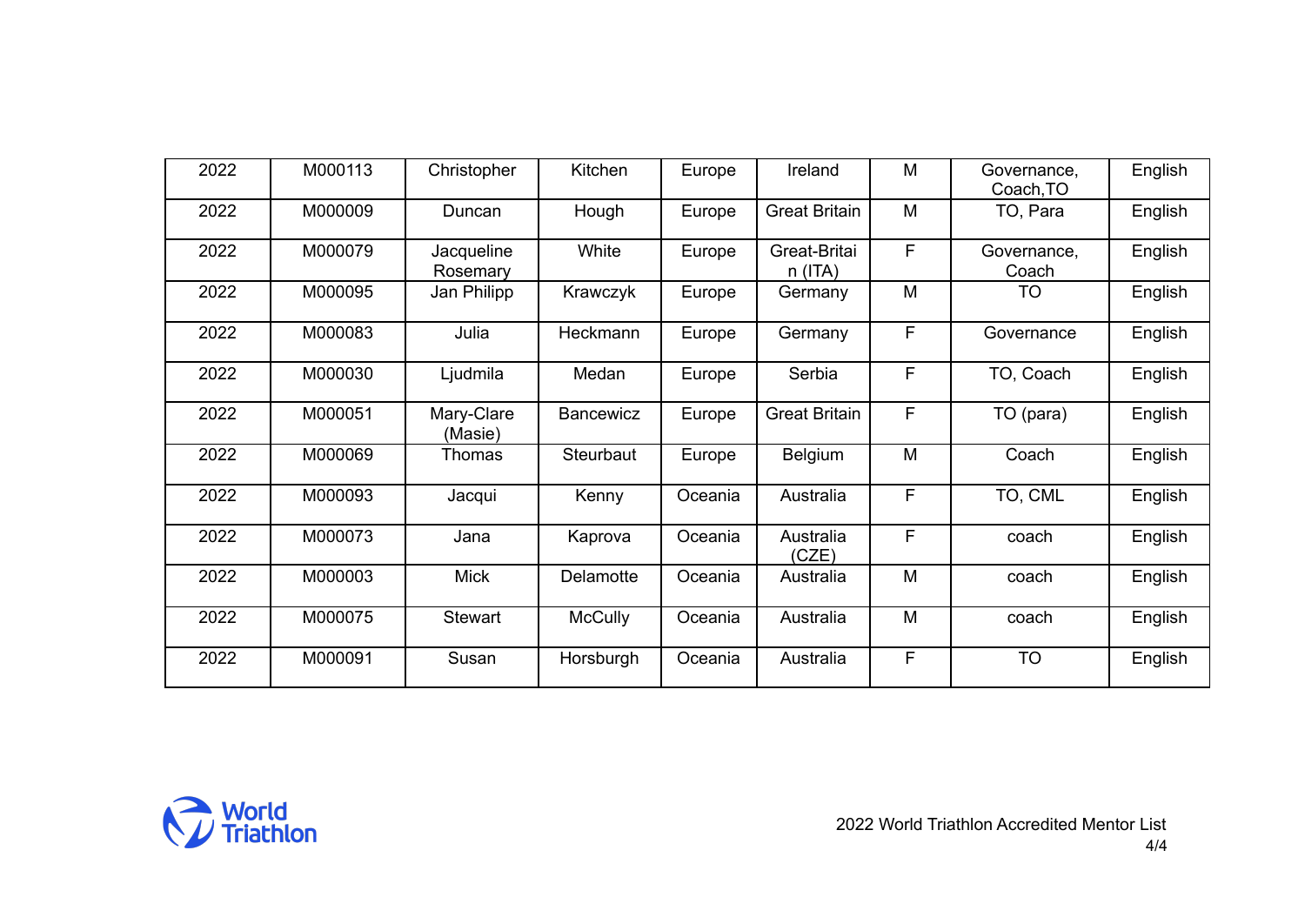| | | | | | | | | |
|---|---|---|---|---|---|---|---|---|
| 2022 | M000113 | Christopher | Kitchen | Europe | Ireland | M | Governance, Coach,TO | English |
| 2022 | M000009 | Duncan | Hough | Europe | Great Britain | M | TO, Para | English |
| 2022 | M000079 | Jacqueline Rosemary | White | Europe | Great-Britain (ITA) | F | Governance, Coach | English |
| 2022 | M000095 | Jan Philipp | Krawczyk | Europe | Germany | M | TO | English |
| 2022 | M000083 | Julia | Heckmann | Europe | Germany | F | Governance | English |
| 2022 | M000030 | Ljudmila | Medan | Europe | Serbia | F | TO, Coach | English |
| 2022 | M000051 | Mary-Clare (Masie) | Bancewicz | Europe | Great Britain | F | TO (para) | English |
| 2022 | M000069 | Thomas | Steurbaut | Europe | Belgium | M | Coach | English |
| 2022 | M000093 | Jacqui | Kenny | Oceania | Australia | F | TO, CML | English |
| 2022 | M000073 | Jana | Kaprova | Oceania | Australia (CZE) | F | coach | English |
| 2022 | M000003 | Mick | Delamotte | Oceania | Australia | M | coach | English |
| 2022 | M000075 | Stewart | McCully | Oceania | Australia | M | coach | English |
| 2022 | M000091 | Susan | Horsburgh | Oceania | Australia | F | TO | English |